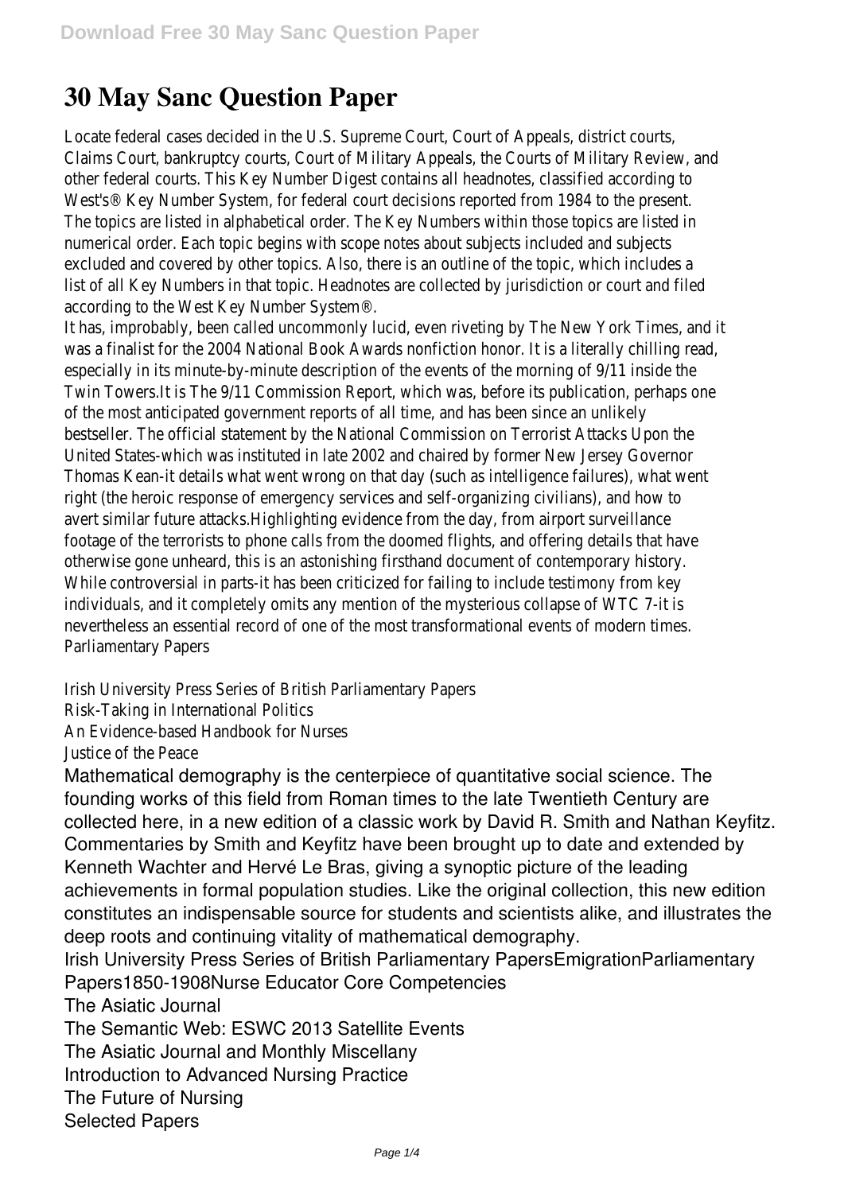# 30 May Sanc Question Paper

Locate federal cases decided in the U.S. Supreme Court, Court of Appeals, district courts, Claims Court, bankruptcy courts, Court of Military Appeals, the Courts of Military Review, and other federal courts. This Key Number Digest contains all headnotes, classified according to West's® Key Number System, for federal court decisions reported from 1984 to the present. The topics are listed in alphabetical order. The Key Numbers within those topics are listed in numerical order. Each topic begins with scope notes about subjects included and subjects excluded and covered by other topics. Also, there is an outline of the topic, which includes a list of all Key Numbers in that topic. Headnotes are collected by jurisdiction or court and filed according to the West Key Number System®.

It has, improbably, been called uncommonly lucid, even riveting by The New York Times, and it was a finalist for the 2004 National Book Awards nonfiction honor. It is a literally chilling read, especially in its minute-by-minute description of the events of the morning of 9/11 inside the Twin Towers.It is The 9/11 Commission Report, which was, before its publication, perhaps one of the most anticipated government reports of all time, and has been since an unlikely bestseller. The official statement by the National Commission on Terrorist Attacks Upon the United States-which was instituted in late 2002 and chaired by former New Jersey Governor Thomas Kean-it details what went wrong on that day (such as intelligence failures), what went right (the heroic response of emergency services and self-organizing civilians), and how to avert similar future attacks.Highlighting evidence from the day, from airport surveillance footage of the terrorists to phone calls from the doomed flights, and offering details that have otherwise gone unheard, this is an astonishing firsthand document of contemporary history. While controversial in parts-it has been criticized for failing to include testimony from key individuals, and it completely omits any mention of the mysterious collapse of WTC 7-it is nevertheless an essential record of one of the most transformational events of modern times.

Parliamentary Papers

Irish University Press Series of British Parliamentary Papers

Risk-Taking in International Politics

An Evidence-based Handbook for Nurses

Justice of the Peace

Mathematical demography is the centerpiece of quantitative social science. The founding works of this field from Roman times to the late Twentieth Century are collected here, in a new edition of a classic work by David R. Smith and Nathan Keyfitz. Commentaries by Smith and Keyfitz have been brought up to date and extended by Kenneth Wachter and Hervé Le Bras, giving a synoptic picture of the leading achievements in formal population studies. Like the original collection, this new edition constitutes an indispensable source for students and scientists alike, and illustrates the deep roots and continuing vitality of mathematical demography.

Irish University Press Series of British Parliamentary PapersEmigrationParliamentary Papers1850-1908Nurse Educator Core Competencies

The Asiatic Journal

The Semantic Web: ESWC 2013 Satellite Events

The Asiatic Journal and Monthly Miscellany

Introduction to Advanced Nursing Practice

The Future of Nursing

Selected Papers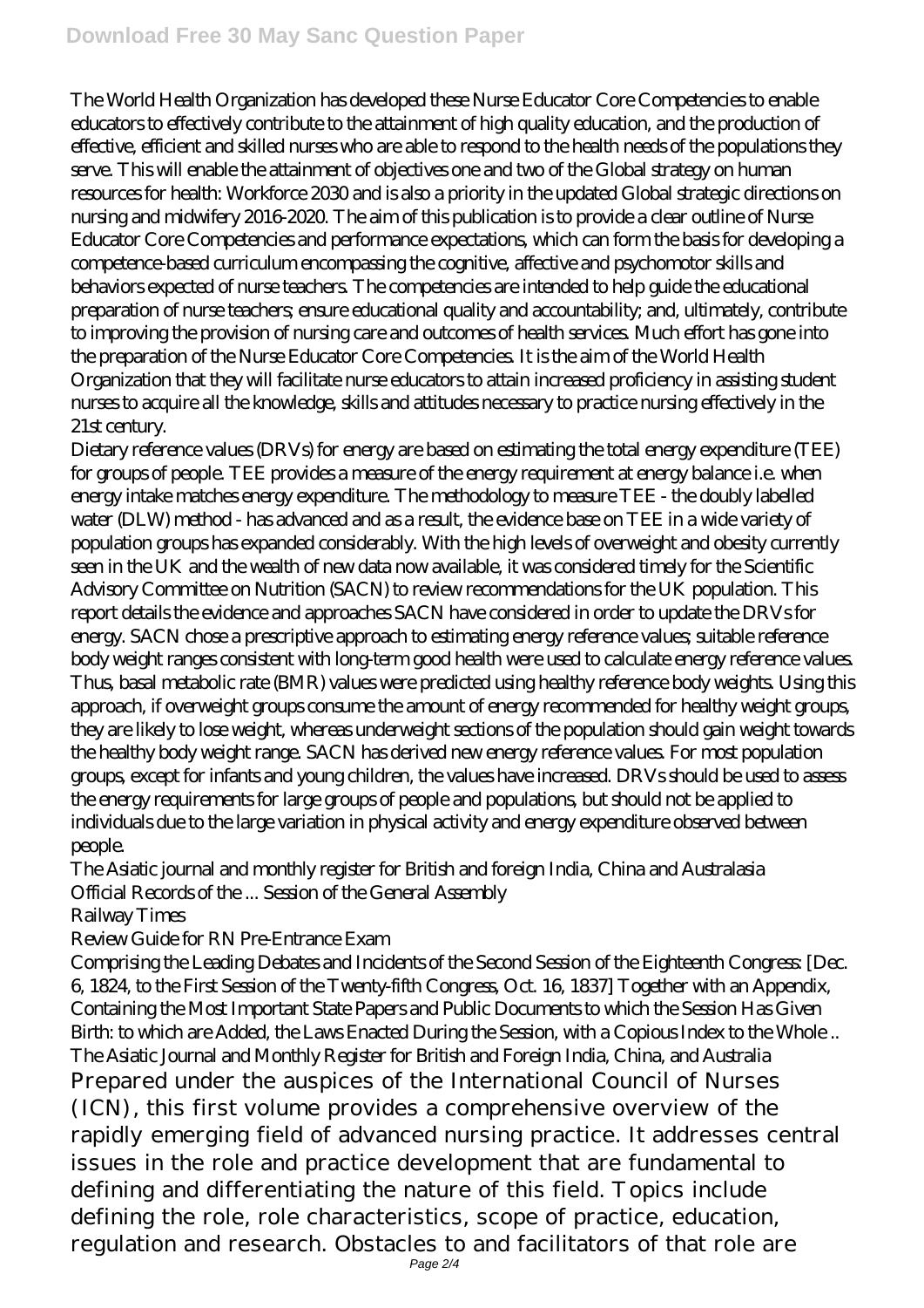The World Health Organization has developed these Nurse Educator Core Competencies to enable educators to effectively contribute to the attainment of high quality education, and the production of effective, efficient and skilled nurses who are able to respond to the health needs of the populations they serve. This will enable the attainment of objectives one and two of the Global strategy on human resources for health: Workforce 2030 and is also a priority in the updated Global strategic directions on nursing and midwifery 2016-2020. The aim of this publication is to provide a clear outline of Nurse Educator Core Competencies and performance expectations, which can form the basis for developing a competence-based curriculum encompassing the cognitive, affective and psychomotor skills and behaviors expected of nurse teachers. The competencies are intended to help guide the educational preparation of nurse teachers; ensure educational quality and accountability; and, ultimately, contribute to improving the provision of nursing care and outcomes of health services. Much effort has gone into the preparation of the Nurse Educator Core Competencies. It is the aim of the World Health Organization that they will facilitate nurse educators to attain increased proficiency in assisting student nurses to acquire all the knowledge, skills and attitudes necessary to practice nursing effectively in the 21st century.

Dietary reference values (DRVs) for energy are based on estimating the total energy expenditure (TEE) for groups of people. TEE provides a measure of the energy requirement at energy balance i.e. when energy intake matches energy expenditure. The methodology to measure TEE - the doubly labelled water (DLW) method - has advanced and as a result, the evidence base on TEE in a wide variety of population groups has expanded considerably. With the high levels of overweight and obesity currently seen in the UK and the wealth of new data now available, it was considered timely for the Scientific Advisory Committee on Nutrition (SACN) to review recommendations for the UK population. This report details the evidence and approaches SACN have considered in order to update the DRVs for energy. SACN chose a prescriptive approach to estimating energy reference values; suitable reference body weight ranges consistent with long-term good health were used to calculate energy reference values. Thus, basal metabolic rate (BMR) values were predicted using healthy reference body weights. Using this approach, if overweight groups consume the amount of energy recommended for healthy weight groups, they are likely to lose weight, whereas underweight sections of the population should gain weight towards the healthy body weight range. SACN has derived new energy reference values. For most population groups, except for infants and young children, the values have increased. DRVs should be used to assess the energy requirements for large groups of people and populations, but should not be applied to individuals due to the large variation in physical activity and energy expenditure observed between people.

The Asiatic journal and monthly register for British and foreign India, China and Australasia

Official Records of the ... Session of the General Assembly

Railway Times

Review Guide for RN Pre-Entrance Exam

Comprising the Leading Debates and Incidents of the Second Session of the Eighteenth Congress: [Dec. 6, 1824, to the First Session of the Twenty-fifth Congress, Oct. 16, 1837] Together with an Appendix, Containing the Most Important State Papers and Public Documents to which the Session Has Given Birth: to which are Added, the Laws Enacted During the Session, with a Copious Index to the Whole ..

The Asiatic Journal and Monthly Register for British and Foreign India, China, and Australia

Prepared under the auspices of the International Council of Nurses (ICN), this first volume provides a comprehensive overview of the rapidly emerging field of advanced nursing practice. It addresses central issues in the role and practice development that are fundamental to defining and differentiating the nature of this field. Topics include defining the role, role characteristics, scope of practice, education, regulation and research. Obstacles to and facilitators of that role are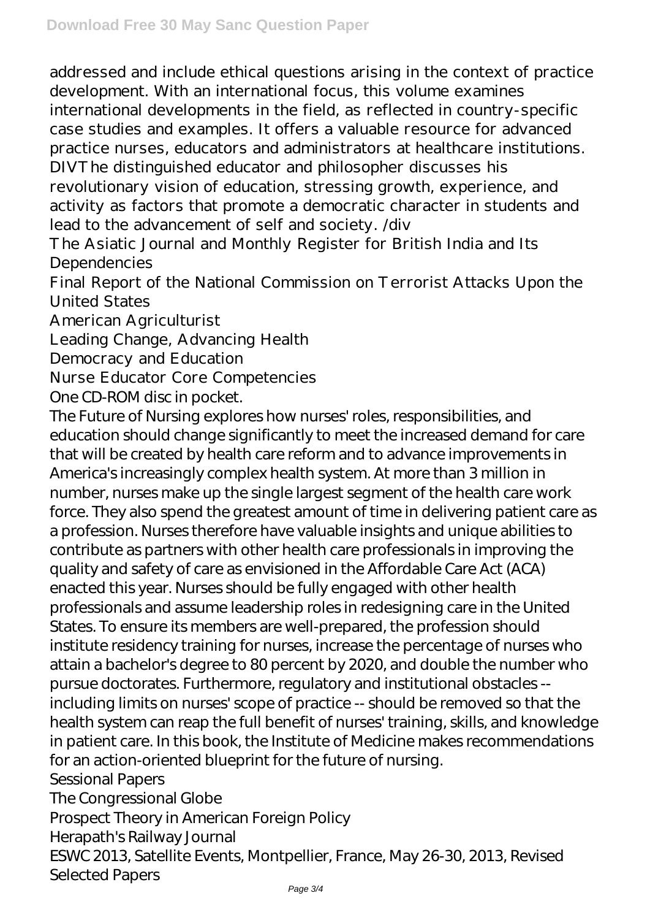addressed and include ethical questions arising in the context of practice development. With an international focus, this volume examines international developments in the field, as reflected in country-specific case studies and examples. It offers a valuable resource for advanced practice nurses, educators and administrators at healthcare institutions. DIVThe distinguished educator and philosopher discusses his revolutionary vision of education, stressing growth, experience, and activity as factors that promote a democratic character in students and lead to the advancement of self and society. /div

The Asiatic Journal and Monthly Register for British India and Its Dependencies

Final Report of the National Commission on Terrorist Attacks Upon the United States

American Agriculturist

Leading Change, Advancing Health

Democracy and Education

Nurse Educator Core Competencies

One CD-ROM disc in pocket.

The Future of Nursing explores how nurses' roles, responsibilities, and education should change significantly to meet the increased demand for care that will be created by health care reform and to advance improvements in America's increasingly complex health system. At more than 3 million in number, nurses make up the single largest segment of the health care work force. They also spend the greatest amount of time in delivering patient care as a profession. Nurses therefore have valuable insights and unique abilities to contribute as partners with other health care professionals in improving the quality and safety of care as envisioned in the Affordable Care Act (ACA) enacted this year. Nurses should be fully engaged with other health professionals and assume leadership roles in redesigning care in the United States. To ensure its members are well-prepared, the profession should institute residency training for nurses, increase the percentage of nurses who attain a bachelor's degree to 80 percent by 2020, and double the number who pursue doctorates. Furthermore, regulatory and institutional obstacles -- including limits on nurses' scope of practice -- should be removed so that the health system can reap the full benefit of nurses' training, skills, and knowledge in patient care. In this book, the Institute of Medicine makes recommendations for an action-oriented blueprint for the future of nursing.

Sessional Papers

The Congressional Globe

Prospect Theory in American Foreign Policy

Herapath's Railway Journal

ESWC 2013, Satellite Events, Montpellier, France, May 26-30, 2013, Revised Selected Papers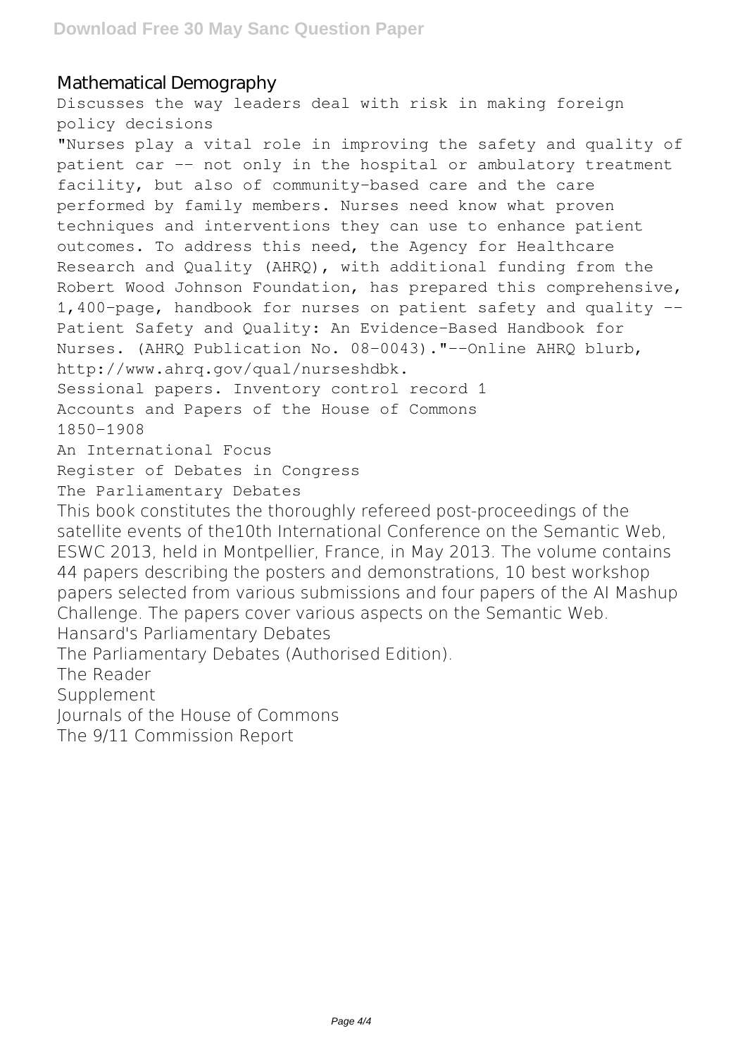Mathematical Demography

Discusses the way leaders deal with risk in making foreign policy decisions

"Nurses play a vital role in improving the safety and quality of patient car -- not only in the hospital or ambulatory treatment facility, but also of community-based care and the care performed by family members. Nurses need know what proven techniques and interventions they can use to enhance patient outcomes. To address this need, the Agency for Healthcare Research and Quality (AHRQ), with additional funding from the Robert Wood Johnson Foundation, has prepared this comprehensive, 1,400-page, handbook for nurses on patient safety and quality -- Patient Safety and Quality: An Evidence-Based Handbook for Nurses. (AHRQ Publication No. 08-0043)."--Online AHRQ blurb, http://www.ahrq.gov/qual/nurseshdbk.

Sessional papers. Inventory control record 1

Accounts and Papers of the House of Commons

1850-1908

An International Focus

Register of Debates in Congress

The Parliamentary Debates

This book constitutes the thoroughly refereed post-proceedings of the satellite events of the10th International Conference on the Semantic Web, ESWC 2013, held in Montpellier, France, in May 2013. The volume contains 44 papers describing the posters and demonstrations, 10 best workshop papers selected from various submissions and four papers of the AI Mashup Challenge. The papers cover various aspects on the Semantic Web.

Hansard's Parliamentary Debates

The Parliamentary Debates (Authorised Edition).

The Reader

Supplement

Journals of the House of Commons

The 9/11 Commission Report